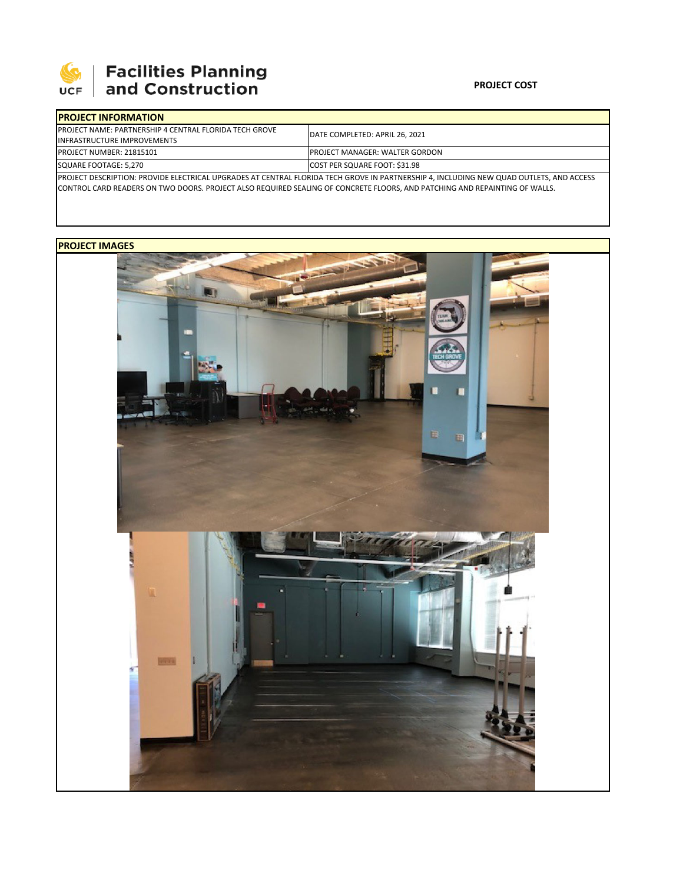# Facilities Planning and Construction

**PROJECT COST**

## PROJECT INFORMATION

| | |
|---|---|
| PROJECT NAME: PARTNERSHIP 4 CENTRAL FLORIDA TECH GROVE INFRASTRUCTURE IMPROVEMENTS | DATE COMPLETED: APRIL 26, 2021 |
| PROJECT NUMBER: 21815101 | PROJECT MANAGER: WALTER GORDON |
| SQUARE FOOTAGE: 5,270 | COST PER SQUARE FOOT: $31.98 |

PROJECT DESCRIPTION: PROVIDE ELECTRICAL UPGRADES AT CENTRAL FLORIDA TECH GROVE IN PARTNERSHIP 4, INCLUDING NEW QUAD OUTLETS, AND ACCESS CONTROL CARD READERS ON TWO DOORS. PROJECT ALSO REQUIRED SEALING OF CONCRETE FLOORS, AND PATCHING AND REPAINTING OF WALLS.

## PROJECT IMAGES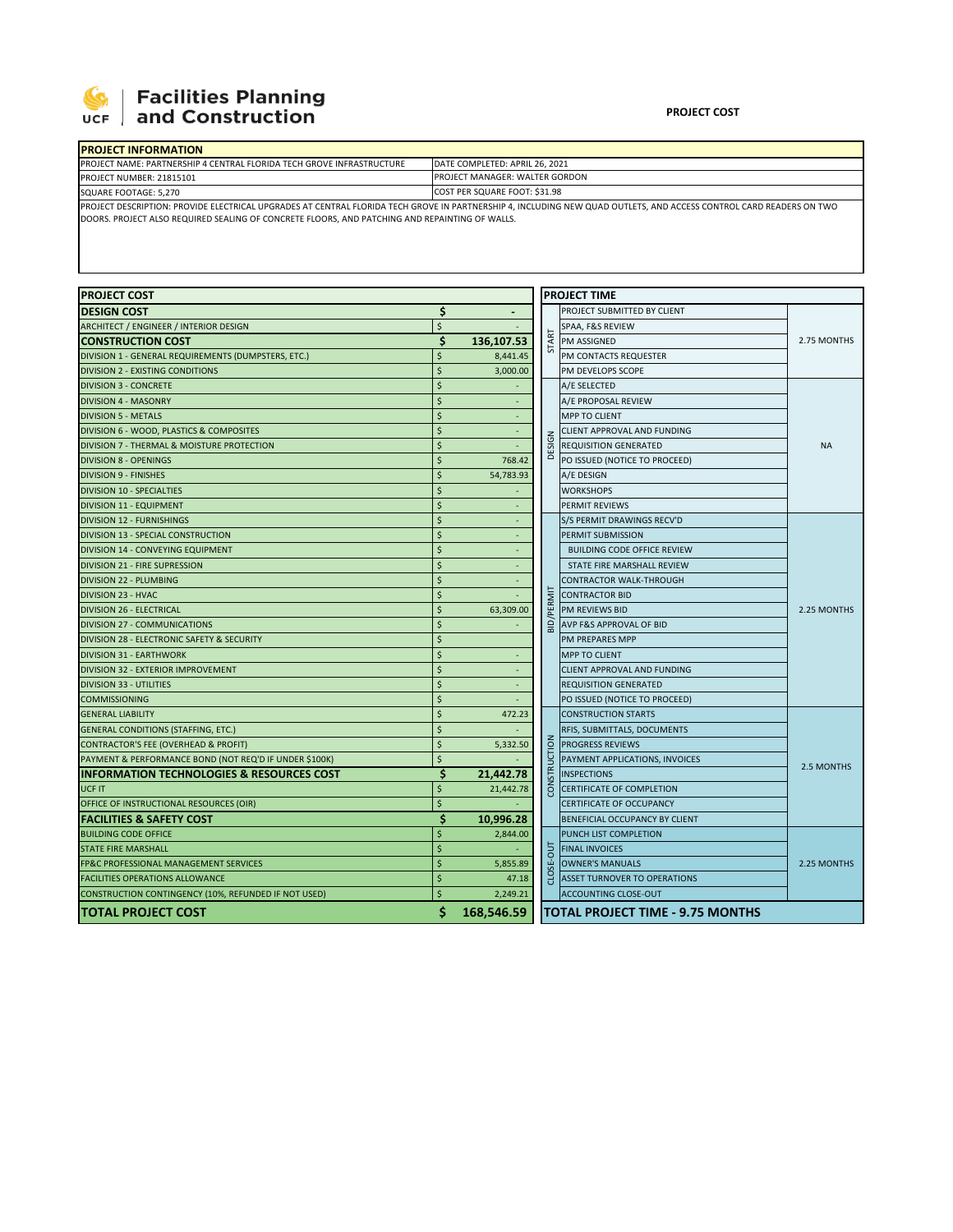**Facilities Planning and Construction**

UCF

**PROJECT COST**

| **PROJECT INFORMATION** | |
|---|---|
| PROJECT NAME: PARTNERSHIP 4 CENTRAL FLORIDA TECH GROVE INFRASTRUCTURE | DATE COMPLETED: APRIL 26, 2021 |
| PROJECT NUMBER: 21815101 | PROJECT MANAGER: WALTER GORDON |
| SQUARE FOOTAGE: 5,270 | COST PER SQUARE FOOT: $31.98 |

PROJECT DESCRIPTION: PROVIDE ELECTRICAL UPGRADES AT CENTRAL FLORIDA TECH GROVE IN PARTNERSHIP 4, INCLUDING NEW QUAD OUTLETS, AND ACCESS CONTROL CARD READERS ON TWO DOORS. PROJECT ALSO REQUIRED SEALING OF CONCRETE FLOORS, AND PATCHING AND REPAINTING OF WALLS.

| **PROJECT COST** | |
|---|---|
| **DESIGN COST** | **$ -** |
| ARCHITECT / ENGINEER / INTERIOR DESIGN | $ - |
| **CONSTRUCTION COST** | **$ 136,107.53** |
| DIVISION 1 - GENERAL REQUIREMENTS (DUMPSTERS, ETC.) | $ 8,441.45 |
| DIVISION 2 - EXISTING CONDITIONS | $ 3,000.00 |
| DIVISION 3 - CONCRETE | $ - |
| DIVISION 4 - MASONRY | $ - |
| DIVISION 5 - METALS | $ - |
| DIVISION 6 - WOOD, PLASTICS & COMPOSITES | $ - |
| DIVISION 7 - THERMAL & MOISTURE PROTECTION | $ - |
| DIVISION 8 - OPENINGS | $ 768.42 |
| DIVISION 9 - FINISHES | $ 54,783.93 |
| DIVISION 10 - SPECIALTIES | $ - |
| DIVISION 11 - EQUIPMENT | $ - |
| DIVISION 12 - FURNISHINGS | $ - |
| DIVISION 13 - SPECIAL CONSTRUCTION | $ - |
| DIVISION 14 - CONVEYING EQUIPMENT | $ - |
| DIVISION 21 - FIRE SUPRESSION | $ - |
| DIVISION 22 - PLUMBING | $ - |
| DIVISION 23 - HVAC | $ - |
| DIVISION 26 - ELECTRICAL | $ 63,309.00 |
| DIVISION 27 - COMMUNICATIONS | $ - |
| DIVISION 28 - ELECTRONIC SAFETY & SECURITY | $ |
| DIVISION 31 - EARTHWORK | $ - |
| DIVISION 32 - EXTERIOR IMPROVEMENT | $ - |
| DIVISION 33 - UTILITIES | $ - |
| COMMISSIONING | $ - |
| GENERAL LIABILITY | $ 472.23 |
| GENERAL CONDITIONS (STAFFING, ETC.) | $ - |
| CONTRACTOR'S FEE (OVERHEAD & PROFIT) | $ 5,332.50 |
| PAYMENT & PERFORMANCE BOND (NOT REQ'D IF UNDER $100K) | $ - |
| **INFORMATION TECHNOLOGIES & RESOURCES COST** | **$ 21,442.78** |
| UCF IT | $ 21,442.78 |
| OFFICE OF INSTRUCTIONAL RESOURCES (OIR) | $ - |
| **FACILITIES & SAFETY COST** | **$ 10,996.28** |
| BUILDING CODE OFFICE | $ 2,844.00 |
| STATE FIRE MARSHALL | $ - |
| FP&C PROFESSIONAL MANAGEMENT SERVICES | $ 5,855.89 |
| FACILITIES OPERATIONS ALLOWANCE | $ 47.18 |
| CONSTRUCTION CONTINGENCY (10%, REFUNDED IF NOT USED) | $ 2,249.21 |
| **TOTAL PROJECT COST** | **$ 168,546.59** |

| **PROJECT TIME** | | |
|---|---|---|
| START | PROJECT SUBMITTED BY CLIENT | 2.75 MONTHS |
| | SPAA, F&S REVIEW | |
| | PM ASSIGNED | |
| | PM CONTACTS REQUESTER | |
| | PM DEVELOPS SCOPE | |
| DESIGN | A/E SELECTED | NA |
| | A/E PROPOSAL REVIEW | |
| | MPP TO CLIENT | |
| | CLIENT APPROVAL AND FUNDING | |
| | REQUISITION GENERATED | |
| | PO ISSUED (NOTICE TO PROCEED) | |
| | A/E DESIGN | |
| | WORKSHOPS | |
| | PERMIT REVIEWS | |
| BID/PERMIT | S/S PERMIT DRAWINGS RECV'D | 2.25 MONTHS |
| | PERMIT SUBMISSION | |
| | BUILDING CODE OFFICE REVIEW | |
| | STATE FIRE MARSHALL REVIEW | |
| | CONTRACTOR WALK-THROUGH | |
| | CONTRACTOR BID | |
| | PM REVIEWS BID | |
| | AVP F&S APPROVAL OF BID | |
| | PM PREPARES MPP | |
| | MPP TO CLIENT | |
| | CLIENT APPROVAL AND FUNDING | |
| | REQUISITION GENERATED | |
| | PO ISSUED (NOTICE TO PROCEED) | |
| CONSTRUCTION | CONSTRUCTION STARTS | 2.5 MONTHS |
| | RFIS, SUBMITTALS, DOCUMENTS | |
| | PROGRESS REVIEWS | |
| | PAYMENT APPLICATIONS, INVOICES | |
| | INSPECTIONS | |
| | CERTIFICATE OF COMPLETION | |
| | CERTIFICATE OF OCCUPANCY | |
| | BENEFICIAL OCCUPANCY BY CLIENT | |
| CLOSE-OUT | PUNCH LIST COMPLETION | 2.25 MONTHS |
| | FINAL INVOICES | |
| | OWNER'S MANUALS | |
| | ASSET TURNOVER TO OPERATIONS | |
| | ACCOUNTING CLOSE-OUT | |
| **TOTAL PROJECT TIME - 9.75 MONTHS** | | |